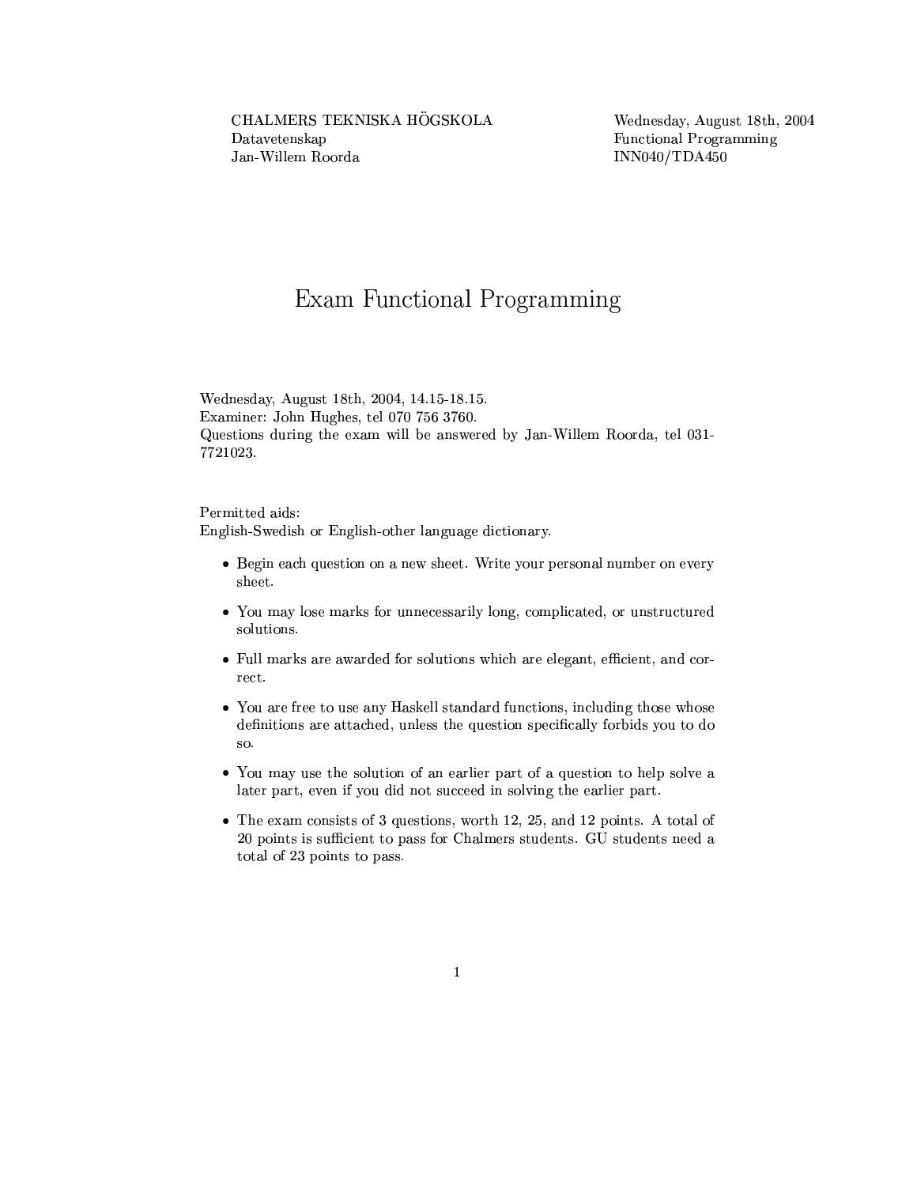CHALMERS TEKNISKA HÖGSKOLA
Datavetenskap
Jan-Willem Roorda

Wednesday, August 18th, 2004
Functional Programming
INN040/TDA450

# Exam Functional Programming

Wednesday, August 18th, 2004, 14.15-18.15.
Examiner: John Hughes, tel 070 756 3760.
Questions during the exam will be answered by Jan-Willem Roorda, tel 031-7721023.

Permitted aids:
English-Swedish or English-other language dictionary.

- Begin each question on a new sheet. Write your personal number on every sheet.
- You may lose marks for unnecessarily long, complicated, or unstructured solutions.
- Full marks are awarded for solutions which are elegant, efficient, and correct.
- You are free to use any Haskell standard functions, including those whose definitions are attached, unless the question specifically forbids you to do so.
- You may use the solution of an earlier part of a question to help solve a later part, even if you did not succeed in solving the earlier part.
- The exam consists of 3 questions, worth 12, 25, and 12 points. A total of 20 points is sufficient to pass for Chalmers students. GU students need a total of 23 points to pass.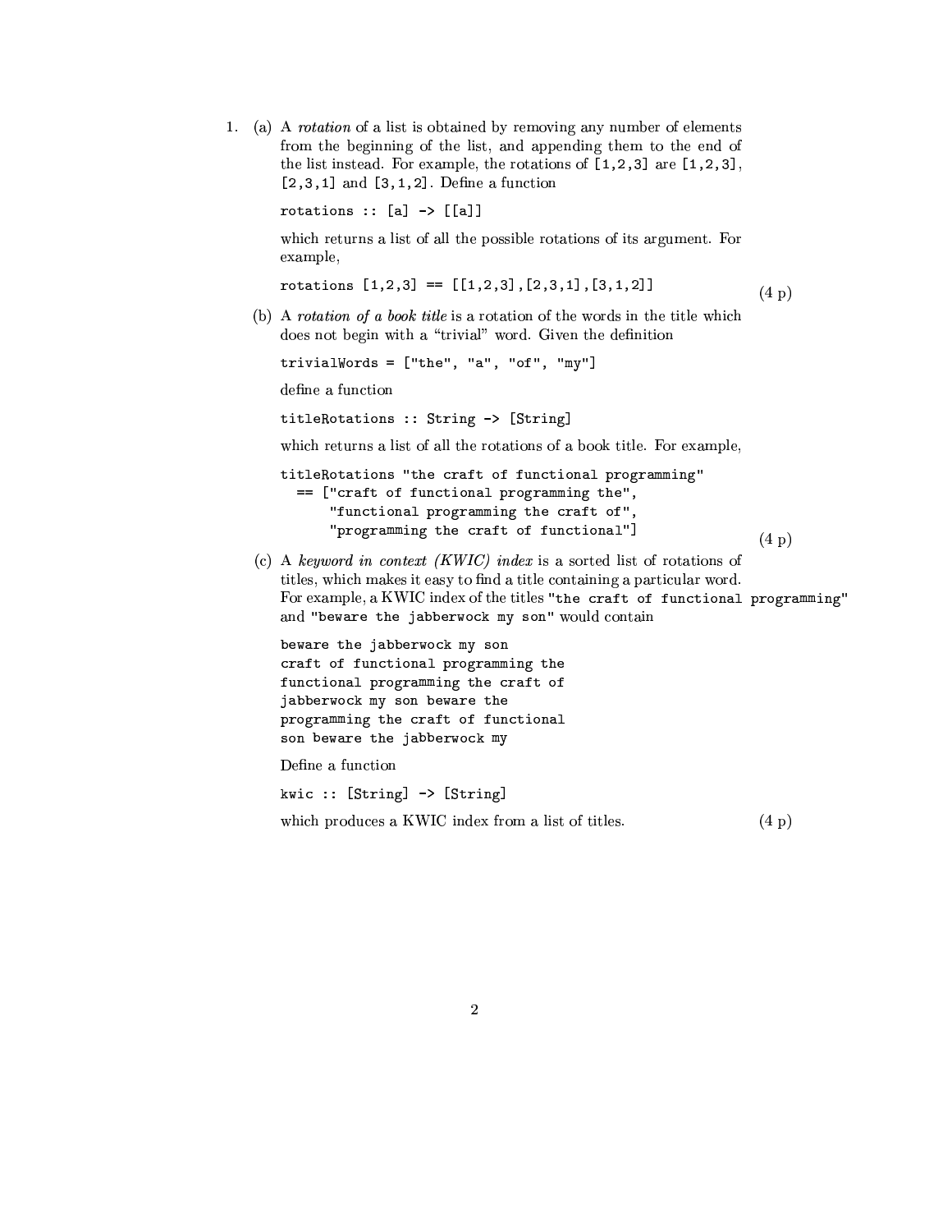1. (a) A *rotation* of a list is obtained by removing any number of elements from the beginning of the list, and appending them to the end of the list instead. For example, the rotations of `[1,2,3]` are `[1,2,3]`, `[2,3,1]` and `[3,1,2]`. Define a function

```
rotations :: [a] -> [[a]]
```

which returns a list of all the possible rotations of its argument. For example,

```
rotations [1,2,3] == [[1,2,3],[2,3,1],[3,1,2]]
```

(4 p)

(b) A *rotation of a book title* is a rotation of the words in the title which does not begin with a "trivial" word. Given the definition

```
trivialWords = ["the", "a", "of", "my"]
```

define a function

```
titleRotations :: String -> [String]
```

which returns a list of all the rotations of a book title. For example,

```
titleRotations "the craft of functional programming"
  == ["craft of functional programming the",
      "functional programming the craft of",
      "programming the craft of functional"]
```

(4 p)

(c) A *keyword in context (KWIC) index* is a sorted list of rotations of titles, which makes it easy to find a title containing a particular word. For example, a KWIC index of the titles `"the craft of functional programming"` and `"beware the jabberwock my son"` would contain

```
beware the jabberwock my son
craft of functional programming the
functional programming the craft of
jabberwock my son beware the
programming the craft of functional
son beware the jabberwock my
```

Define a function

```
kwic :: [String] -> [String]
```

which produces a KWIC index from a list of titles. (4 p)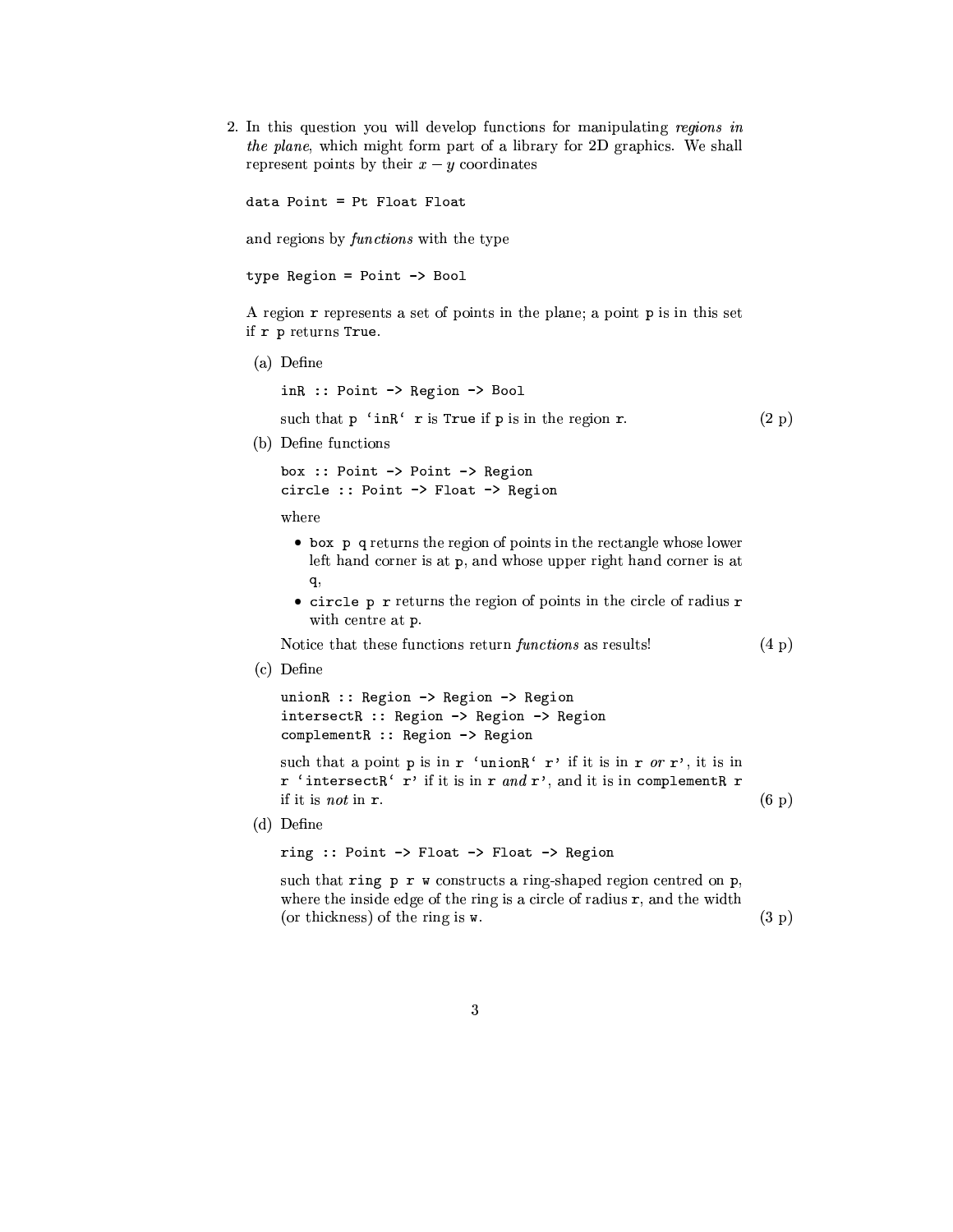2. In this question you will develop functions for manipulating *regions in the plane*, which might form part of a library for 2D graphics. We shall represent points by their $x - y$ coordinates

```
data Point = Pt Float Float
```

and regions by *functions* with the type

```
type Region = Point -> Bool
```

A region `r` represents a set of points in the plane; a point `p` is in this set if `r p` returns `True`.

(a) Define

```
inR :: Point -> Region -> Bool
```

such that `` p `inR` r `` is `True` if `p` is in the region `r`. (2 p)

(b) Define functions

```
box :: Point -> Point -> Region
circle :: Point -> Float -> Region
```

where

- `box p q` returns the region of points in the rectangle whose lower left hand corner is at `p`, and whose upper right hand corner is at `q`,
- `circle p r` returns the region of points in the circle of radius `r` with centre at `p`.

Notice that these functions return *functions* as results! (4 p)

(c) Define

```
unionR :: Region -> Region -> Region
intersectR :: Region -> Region -> Region
complementR :: Region -> Region
```

such that a point `p` is in `` r `unionR` r' `` if it is in `r` *or* `r'`, it is in `` r `intersectR` r' `` if it is in `r` *and* `r'`, and it is in `complementR r` if it is *not* in `r`. (6 p)

(d) Define

```
ring :: Point -> Float -> Float -> Region
```

such that `ring p r w` constructs a ring-shaped region centred on `p`, where the inside edge of the ring is a circle of radius `r`, and the width (or thickness) of the ring is `w`. (3 p)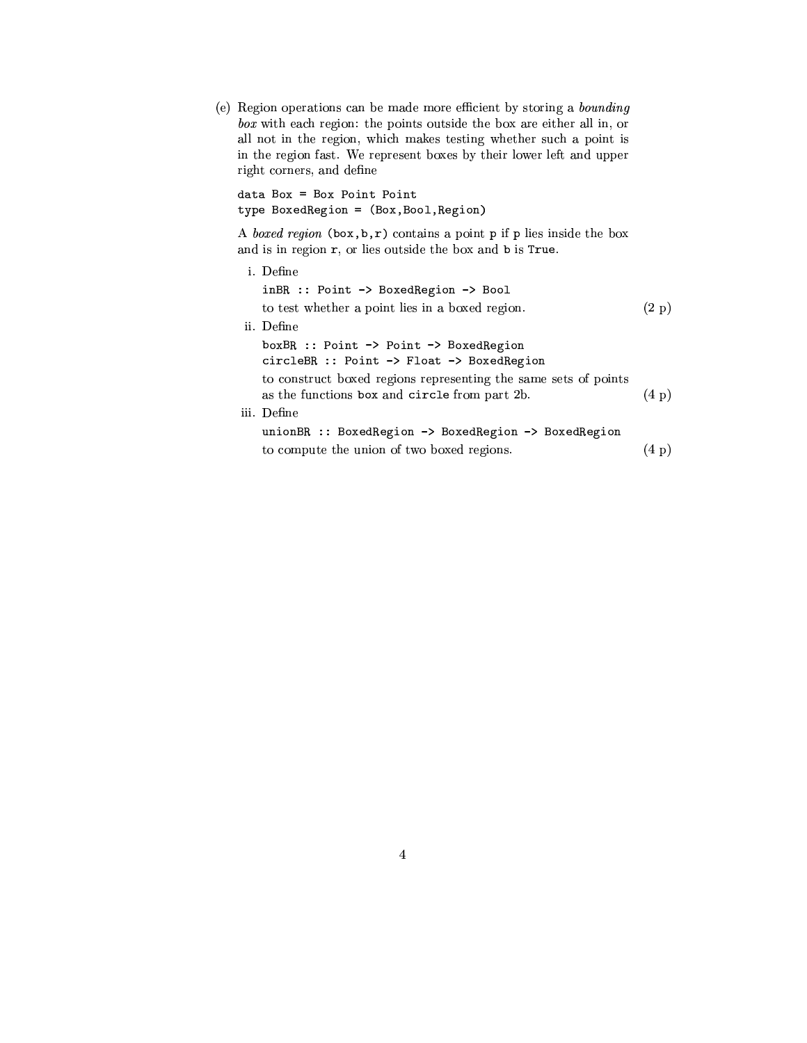(e) Region operations can be made more efficient by storing a *bounding box* with each region: the points outside the box are either all in, or all not in the region, which makes testing whether such a point is in the region fast. We represent boxes by their lower left and upper right corners, and define

```
data Box = Box Point Point
type BoxedRegion = (Box,Bool,Region)
```

A *boxed region* `(box,b,r)` contains a point `p` if `p` lies inside the box and is in region `r`, or lies outside the box and `b` is `True`.

i. Define

   ```
   inBR :: Point -> BoxedRegion -> Bool
   ```

   to test whether a point lies in a boxed region. (2 p)

ii. Define

   ```
   boxBR :: Point -> Point -> BoxedRegion
   circleBR :: Point -> Float -> BoxedRegion
   ```

   to construct boxed regions representing the same sets of points as the functions `box` and `circle` from part 2b. (4 p)

iii. Define

   ```
   unionBR :: BoxedRegion -> BoxedRegion -> BoxedRegion
   ```

   to compute the union of two boxed regions. (4 p)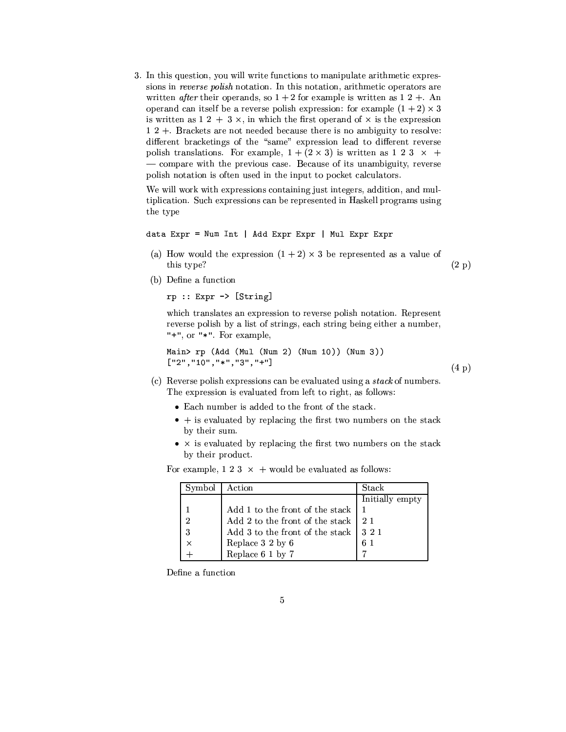3. In this question, you will write functions to manipulate arithmetic expressions in *reverse polish* notation. In this notation, arithmetic operators are written *after* their operands, so $1+2$ for example is written as $1\ 2\ +$. An operand can itself be a reverse polish expression: for example $(1+2)\times 3$ is written as $1\ 2\ +\ 3\ \times$, in which the first operand of $\times$ is the expression $1\ 2\ +$. Brackets are not needed because there is no ambiguity to resolve: different bracketings of the "same" expression lead to different reverse polish translations. For example, $1+(2\times 3)$ is written as $1\ 2\ 3\ \times\ +$ — compare with the previous case. Because of its unambiguity, reverse polish notation is often used in the input to pocket calculators.

   We will work with expressions containing just integers, addition, and multiplication. Such expressions can be represented in Haskell programs using the type

   ```
   data Expr = Num Int | Add Expr Expr | Mul Expr Expr
   ```

   (a) How would the expression $(1+2)\times 3$ be represented as a value of this type? (2 p)

   (b) Define a function

   ```
   rp :: Expr -> [String]
   ```

   which translates an expression to reverse polish notation. Represent reverse polish by a list of strings, each string being either a number, "+", or "*". For example,

   ```
   Main> rp (Add (Mul (Num 2) (Num 10)) (Num 3))
   ["2","10","*","3","+"]
   ```

   (4 p)

   (c) Reverse polish expressions can be evaluated using a *stack* of numbers. The expression is evaluated from left to right, as follows:

   - Each number is added to the front of the stack.
   - $+$ is evaluated by replacing the first two numbers on the stack by their sum.
   - $\times$ is evaluated by replacing the first two numbers on the stack by their product.

   For example, $1\ 2\ 3\ \times\ +$ would be evaluated as follows:

   | Symbol | Action | Stack |
   |---|---|---|
   | | | Initially empty |
   | 1 | Add 1 to the front of the stack | 1 |
   | 2 | Add 2 to the front of the stack | 2 1 |
   | 3 | Add 3 to the front of the stack | 3 2 1 |
   | $\times$ | Replace 3 2 by 6 | 6 1 |
   | $+$ | Replace 6 1 by 7 | 7 |

   Define a function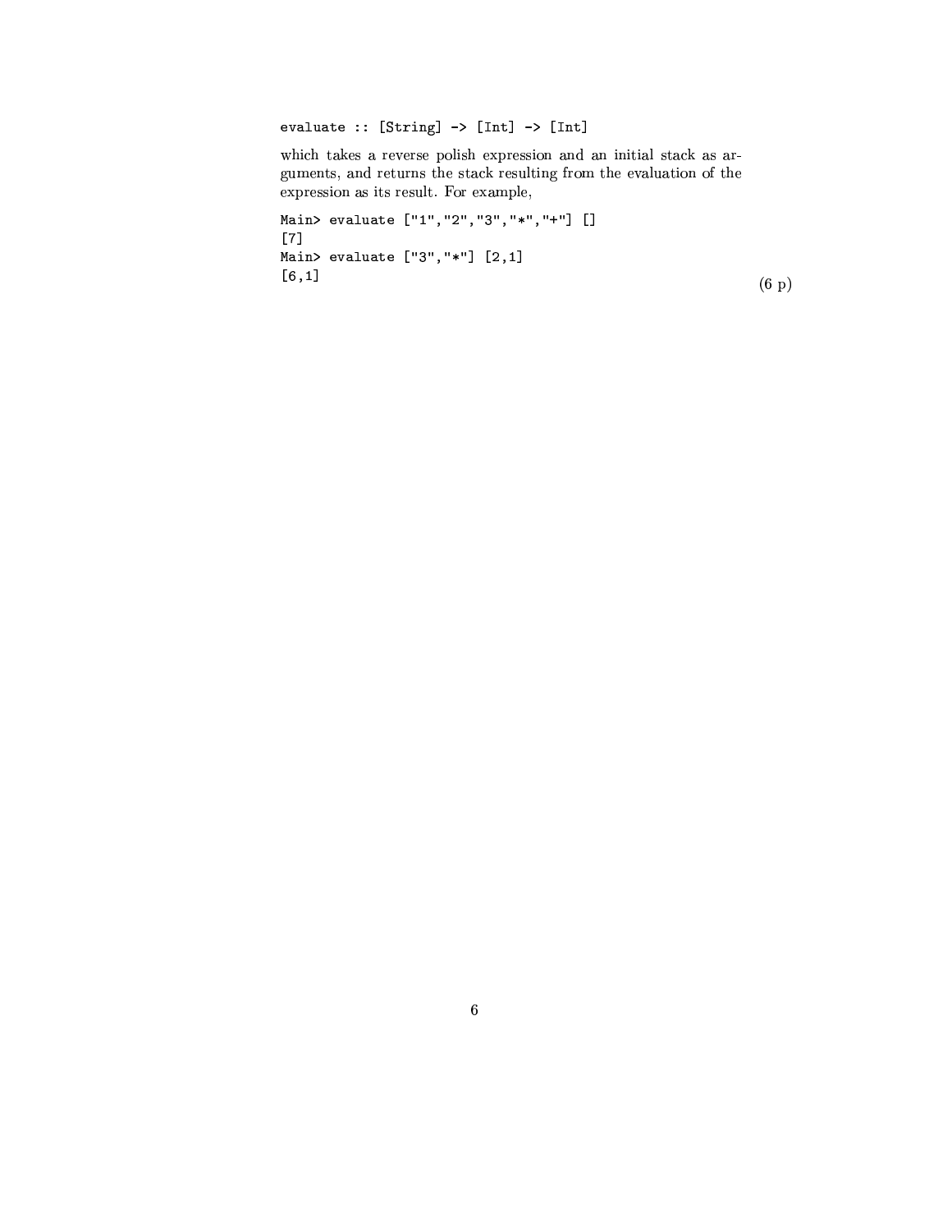```
evaluate :: [String] -> [Int] -> [Int]
```

which takes a reverse polish expression and an initial stack as arguments, and returns the stack resulting from the evaluation of the expression as its result. For example,

```
Main> evaluate ["1","2","3","*","+"] []
[7]
Main> evaluate ["3","*"] [2,1]
[6,1]
```

(6 p)